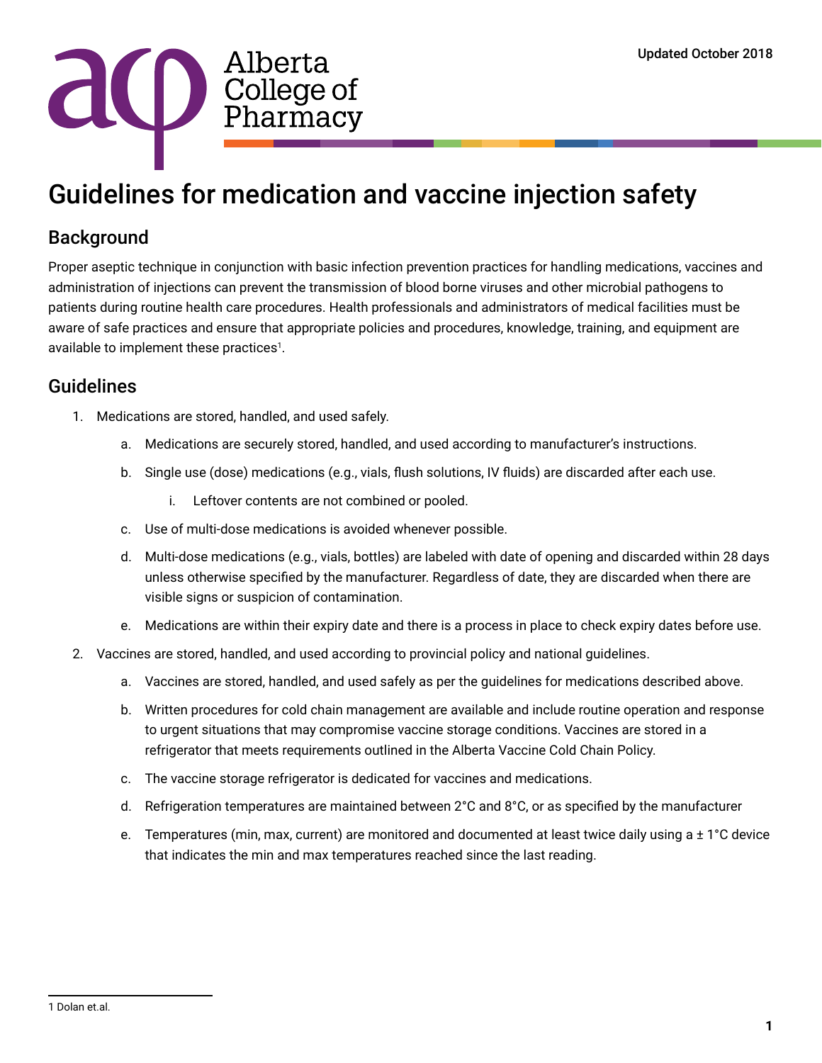Alberta College of Pharmacy

Updated October 2018

# Guidelines for medication and vaccine injection safety

## Background

Proper aseptic technique in conjunction with basic infection prevention practices for handling medications, vaccines and administration of injections can prevent the transmission of blood borne viruses and other microbial pathogens to patients during routine health care procedures. Health professionals and administrators of medical facilities must be aware of safe practices and ensure that appropriate policies and procedures, knowledge, training, and equipment are available to implement these practices[1].

## Guidelines

1. Medications are stored, handled, and used safely.
    a. Medications are securely stored, handled, and used according to manufacturer's instructions.
    b. Single use (dose) medications (e.g., vials, flush solutions, IV fluids) are discarded after each use.
        i. Leftover contents are not combined or pooled.
    c. Use of multi-dose medications is avoided whenever possible.
    d. Multi-dose medications (e.g., vials, bottles) are labeled with date of opening and discarded within 28 days unless otherwise specified by the manufacturer. Regardless of date, they are discarded when there are visible signs or suspicion of contamination.
    e. Medications are within their expiry date and there is a process in place to check expiry dates before use.
2. Vaccines are stored, handled, and used according to provincial policy and national guidelines.
    a. Vaccines are stored, handled, and used safely as per the guidelines for medications described above.
    b. Written procedures for cold chain management are available and include routine operation and response to urgent situations that may compromise vaccine storage conditions. Vaccines are stored in a refrigerator that meets requirements outlined in the Alberta Vaccine Cold Chain Policy.
    c. The vaccine storage refrigerator is dedicated for vaccines and medications.
    d. Refrigeration temperatures are maintained between 2°C and 8°C, or as specified by the manufacturer
    e. Temperatures (min, max, current) are monitored and documented at least twice daily using a ± 1°C device that indicates the min and max temperatures reached since the last reading.

---

1 Dolan et.al.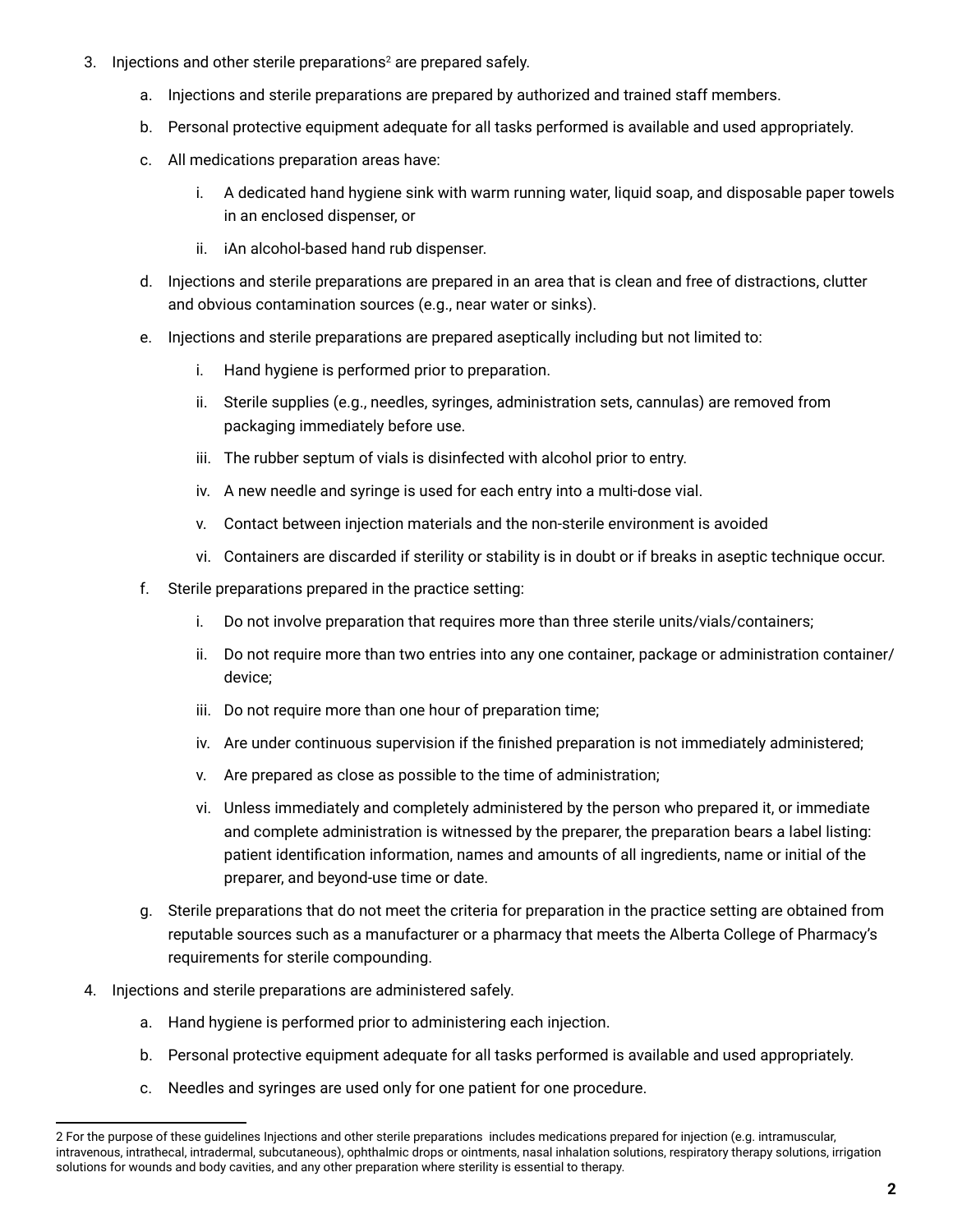3. Injections and other sterile preparations[2] are prepared safely.
    a. Injections and sterile preparations are prepared by authorized and trained staff members.
    b. Personal protective equipment adequate for all tasks performed is available and used appropriately.
    c. All medications preparation areas have:
        i. A dedicated hand hygiene sink with warm running water, liquid soap, and disposable paper towels in an enclosed dispenser, or
        ii. iAn alcohol-based hand rub dispenser.
    d. Injections and sterile preparations are prepared in an area that is clean and free of distractions, clutter and obvious contamination sources (e.g., near water or sinks).
    e. Injections and sterile preparations are prepared aseptically including but not limited to:
        i. Hand hygiene is performed prior to preparation.
        ii. Sterile supplies (e.g., needles, syringes, administration sets, cannulas) are removed from packaging immediately before use.
        iii. The rubber septum of vials is disinfected with alcohol prior to entry.
        iv. A new needle and syringe is used for each entry into a multi-dose vial.
        v. Contact between injection materials and the non-sterile environment is avoided
        vi. Containers are discarded if sterility or stability is in doubt or if breaks in aseptic technique occur.
    f. Sterile preparations prepared in the practice setting:
        i. Do not involve preparation that requires more than three sterile units/vials/containers;
        ii. Do not require more than two entries into any one container, package or administration container/ device;
        iii. Do not require more than one hour of preparation time;
        iv. Are under continuous supervision if the finished preparation is not immediately administered;
        v. Are prepared as close as possible to the time of administration;
        vi. Unless immediately and completely administered by the person who prepared it, or immediate and complete administration is witnessed by the preparer, the preparation bears a label listing: patient identification information, names and amounts of all ingredients, name or initial of the preparer, and beyond-use time or date.
    g. Sterile preparations that do not meet the criteria for preparation in the practice setting are obtained from reputable sources such as a manufacturer or a pharmacy that meets the Alberta College of Pharmacy's requirements for sterile compounding.
4. Injections and sterile preparations are administered safely.
    a. Hand hygiene is performed prior to administering each injection.
    b. Personal protective equipment adequate for all tasks performed is available and used appropriately.
    c. Needles and syringes are used only for one patient for one procedure.

---

2 For the purpose of these guidelines Injections and other sterile preparations includes medications prepared for injection (e.g. intramuscular, intravenous, intrathecal, intradermal, subcutaneous), ophthalmic drops or ointments, nasal inhalation solutions, respiratory therapy solutions, irrigation solutions for wounds and body cavities, and any other preparation where sterility is essential to therapy.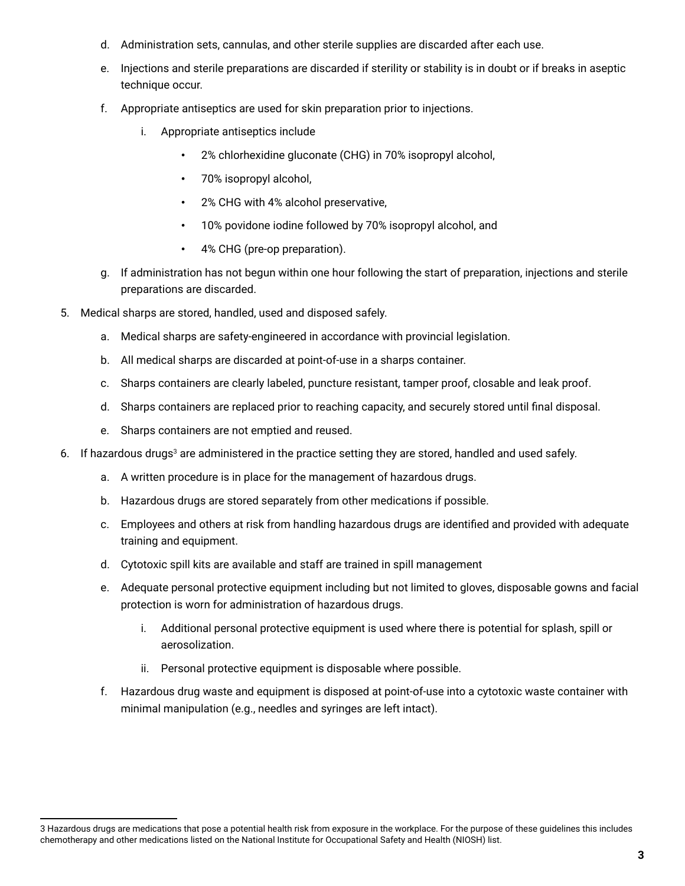d. Administration sets, cannulas, and other sterile supplies are discarded after each use.

   e. Injections and sterile preparations are discarded if sterility or stability is in doubt or if breaks in aseptic technique occur.

   f. Appropriate antiseptics are used for skin preparation prior to injections.

      i. Appropriate antiseptics include

         - 2% chlorhexidine gluconate (CHG) in 70% isopropyl alcohol,
         - 70% isopropyl alcohol,
         - 2% CHG with 4% alcohol preservative,
         - 10% povidone iodine followed by 70% isopropyl alcohol, and
         - 4% CHG (pre-op preparation).

   g. If administration has not begun within one hour following the start of preparation, injections and sterile preparations are discarded.

5. Medical sharps are stored, handled, used and disposed safely.

   a. Medical sharps are safety-engineered in accordance with provincial legislation.

   b. All medical sharps are discarded at point-of-use in a sharps container.

   c. Sharps containers are clearly labeled, puncture resistant, tamper proof, closable and leak proof.

   d. Sharps containers are replaced prior to reaching capacity, and securely stored until final disposal.

   e. Sharps containers are not emptied and reused.

6. If hazardous drugs[3] are administered in the practice setting they are stored, handled and used safely.

   a. A written procedure is in place for the management of hazardous drugs.

   b. Hazardous drugs are stored separately from other medications if possible.

   c. Employees and others at risk from handling hazardous drugs are identified and provided with adequate training and equipment.

   d. Cytotoxic spill kits are available and staff are trained in spill management

   e. Adequate personal protective equipment including but not limited to gloves, disposable gowns and facial protection is worn for administration of hazardous drugs.

      i. Additional personal protective equipment is used where there is potential for splash, spill or aerosolization.

      ii. Personal protective equipment is disposable where possible.

   f. Hazardous drug waste and equipment is disposed at point-of-use into a cytotoxic waste container with minimal manipulation (e.g., needles and syringes are left intact).

---

3 Hazardous drugs are medications that pose a potential health risk from exposure in the workplace. For the purpose of these guidelines this includes chemotherapy and other medications listed on the National Institute for Occupational Safety and Health (NIOSH) list.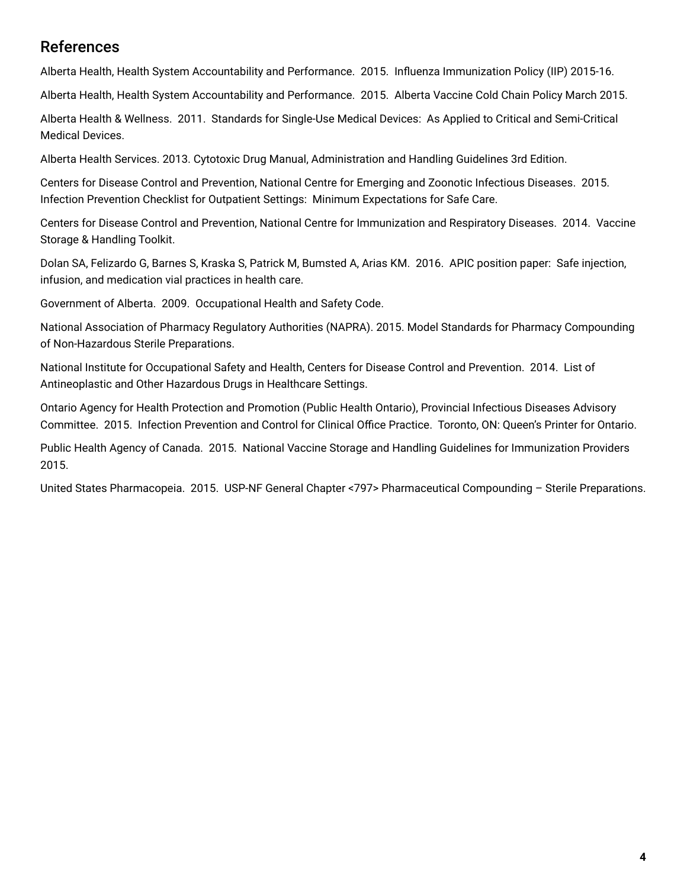## References

Alberta Health, Health System Accountability and Performance. 2015. Influenza Immunization Policy (IIP) 2015-16.

Alberta Health, Health System Accountability and Performance. 2015. Alberta Vaccine Cold Chain Policy March 2015.

Alberta Health & Wellness. 2011. Standards for Single-Use Medical Devices: As Applied to Critical and Semi-Critical Medical Devices.

Alberta Health Services. 2013. Cytotoxic Drug Manual, Administration and Handling Guidelines 3rd Edition.

Centers for Disease Control and Prevention, National Centre for Emerging and Zoonotic Infectious Diseases. 2015. Infection Prevention Checklist for Outpatient Settings: Minimum Expectations for Safe Care.

Centers for Disease Control and Prevention, National Centre for Immunization and Respiratory Diseases. 2014. Vaccine Storage & Handling Toolkit.

Dolan SA, Felizardo G, Barnes S, Kraska S, Patrick M, Bumsted A, Arias KM. 2016. APIC position paper: Safe injection, infusion, and medication vial practices in health care.

Government of Alberta. 2009. Occupational Health and Safety Code.

National Association of Pharmacy Regulatory Authorities (NAPRA). 2015. Model Standards for Pharmacy Compounding of Non-Hazardous Sterile Preparations.

National Institute for Occupational Safety and Health, Centers for Disease Control and Prevention. 2014. List of Antineoplastic and Other Hazardous Drugs in Healthcare Settings.

Ontario Agency for Health Protection and Promotion (Public Health Ontario), Provincial Infectious Diseases Advisory Committee. 2015. Infection Prevention and Control for Clinical Office Practice. Toronto, ON: Queen's Printer for Ontario.

Public Health Agency of Canada. 2015. National Vaccine Storage and Handling Guidelines for Immunization Providers 2015.

United States Pharmacopeia. 2015. USP-NF General Chapter <797> Pharmaceutical Compounding – Sterile Preparations.